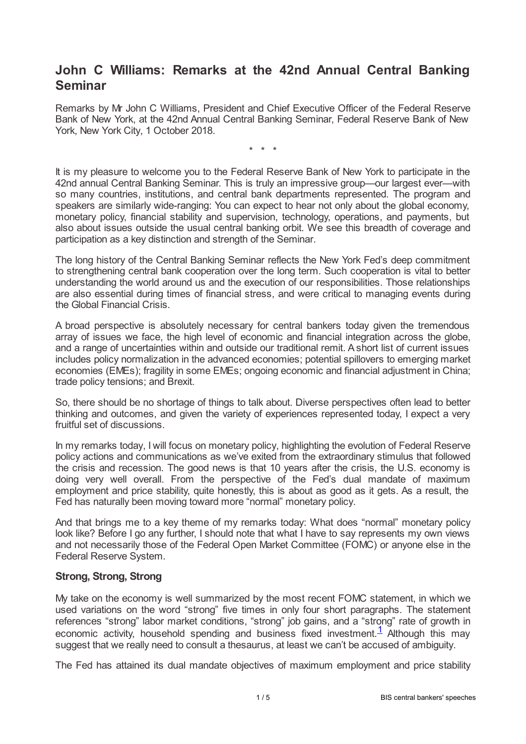# John C Williams: Remarks at the 42nd Annual Central Banking Seminar

Remarks by Mr John C Williams, President and Chief Executive Officer of the Federal Reserve Bank of New York, at the 42nd Annual Central Banking Seminar, Federal Reserve Bank of New York, New York City, 1 October 2018.

\* \* \*

It is my pleasure to welcome you to the Federal Reserve Bank of New York to participate in the 42nd annual Central Banking Seminar. This is truly an impressive group—our largest ever—with so many countries, institutions, and central bank departments represented. The program and speakers are similarly wide-ranging: You can expect to hear not only about the global economy, monetary policy, financial stability and supervision, technology, operations, and payments, but also about issues outside the usual central banking orbit. We see this breadth of coverage and participation as a key distinction and strength of the Seminar.

The long history of the Central Banking Seminar reflects the New York Fed's deep commitment to strengthening central bank cooperation over the long term. Such cooperation is vital to better understanding the world around us and the execution of our responsibilities. Those relationships are also essential during times of financial stress, and were critical to managing events during the Global Financial Crisis.

A broad perspective is absolutely necessary for central bankers today given the tremendous array of issues we face, the high level of economic and financial integration across the globe, and a range of uncertainties within and outside our traditional remit. A short list of current issues includes policy normalization in the advanced economies; potential spillovers to emerging market economies (EMEs); fragility in some EMEs; ongoing economic and financial adjustment in China; trade policy tensions; and Brexit.

So, there should be no shortage of things to talk about. Diverse perspectives often lead to better thinking and outcomes, and given the variety of experiences represented today, I expect a very fruitful set of discussions.

In my remarks today, I will focus on monetary policy, highlighting the evolution of Federal Reserve policy actions and communications as we've exited from the extraordinary stimulus that followed the crisis and recession. The good news is that 10 years after the crisis, the U.S. economy is doing very well overall. From the perspective of the Fed's dual mandate of maximum employment and price stability, quite honestly, this is about as good as it gets. As a result, the Fed has naturally been moving toward more "normal" monetary policy.

And that brings me to a key theme of my remarks today: What does "normal" monetary policy look like? Before I go any further, I should note that what I have to say represents my own views and not necessarily those of the Federal Open Market Committee (FOMC) or anyone else in the Federal Reserve System.

### Strong, Strong, Strong

My take on the economy is well summarized by the most recent FOMC statement, in which we used variations on the word "strong" five times in only four short paragraphs. The statement references "strong" labor market conditions, "strong" job gains, and a "strong" rate of growth in economic activity, household spending and business fixed investment.[1] Although this may suggest that we really need to consult a thesaurus, at least we can't be accused of ambiguity.

The Fed has attained its dual mandate objectives of maximum employment and price stability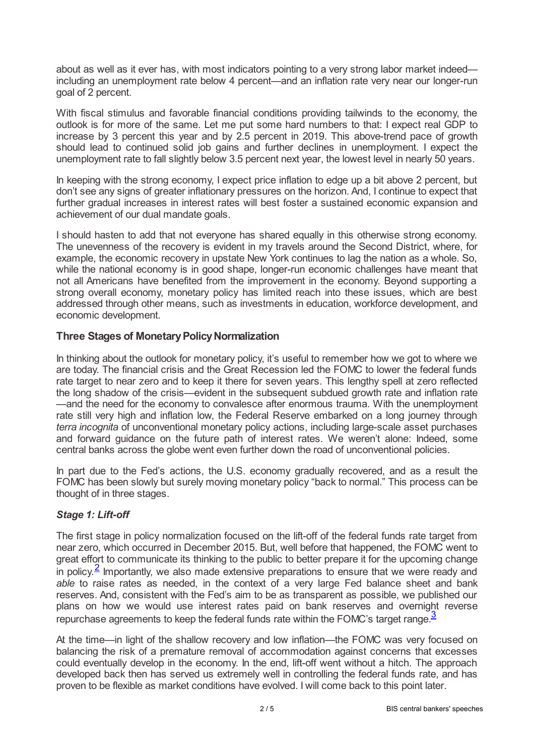about as well as it ever has, with most indicators pointing to a very strong labor market indeed—including an unemployment rate below 4 percent—and an inflation rate very near our longer-run goal of 2 percent.

With fiscal stimulus and favorable financial conditions providing tailwinds to the economy, the outlook is for more of the same. Let me put some hard numbers to that: I expect real GDP to increase by 3 percent this year and by 2.5 percent in 2019. This above-trend pace of growth should lead to continued solid job gains and further declines in unemployment. I expect the unemployment rate to fall slightly below 3.5 percent next year, the lowest level in nearly 50 years.

In keeping with the strong economy, I expect price inflation to edge up a bit above 2 percent, but don't see any signs of greater inflationary pressures on the horizon. And, I continue to expect that further gradual increases in interest rates will best foster a sustained economic expansion and achievement of our dual mandate goals.

I should hasten to add that not everyone has shared equally in this otherwise strong economy. The unevenness of the recovery is evident in my travels around the Second District, where, for example, the economic recovery in upstate New York continues to lag the nation as a whole. So, while the national economy is in good shape, longer-run economic challenges have meant that not all Americans have benefited from the improvement in the economy. Beyond supporting a strong overall economy, monetary policy has limited reach into these issues, which are best addressed through other means, such as investments in education, workforce development, and economic development.

## Three Stages of Monetary Policy Normalization

In thinking about the outlook for monetary policy, it's useful to remember how we got to where we are today. The financial crisis and the Great Recession led the FOMC to lower the federal funds rate target to near zero and to keep it there for seven years. This lengthy spell at zero reflected the long shadow of the crisis—evident in the subsequent subdued growth rate and inflation rate—and the need for the economy to convalesce after enormous trauma. With the unemployment rate still very high and inflation low, the Federal Reserve embarked on a long journey through *terra incognita* of unconventional monetary policy actions, including large-scale asset purchases and forward guidance on the future path of interest rates. We weren't alone: Indeed, some central banks across the globe went even further down the road of unconventional policies.

In part due to the Fed's actions, the U.S. economy gradually recovered, and as a result the FOMC has been slowly but surely moving monetary policy "back to normal." This process can be thought of in three stages.

### *Stage 1: Lift-off*

The first stage in policy normalization focused on the lift-off of the federal funds rate target from near zero, which occurred in December 2015. But, well before that happened, the FOMC went to great effort to communicate its thinking to the public to better prepare it for the upcoming change in policy.[2] Importantly, we also made extensive preparations to ensure that we were ready and *able* to raise rates as needed, in the context of a very large Fed balance sheet and bank reserves. And, consistent with the Fed's aim to be as transparent as possible, we published our plans on how we would use interest rates paid on bank reserves and overnight reverse repurchase agreements to keep the federal funds rate within the FOMC's target range.[3]

At the time—in light of the shallow recovery and low inflation—the FOMC was very focused on balancing the risk of a premature removal of accommodation against concerns that excesses could eventually develop in the economy. In the end, lift-off went without a hitch. The approach developed back then has served us extremely well in controlling the federal funds rate, and has proven to be flexible as market conditions have evolved. I will come back to this point later.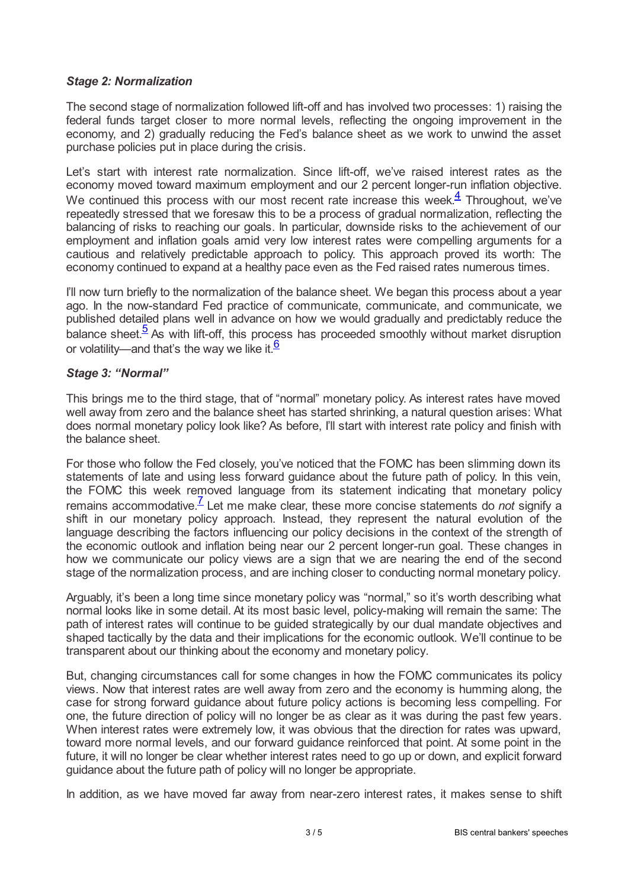### *Stage 2: Normalization*

The second stage of normalization followed lift-off and has involved two processes: 1) raising the federal funds target closer to more normal levels, reflecting the ongoing improvement in the economy, and 2) gradually reducing the Fed's balance sheet as we work to unwind the asset purchase policies put in place during the crisis.

Let's start with interest rate normalization. Since lift-off, we've raised interest rates as the economy moved toward maximum employment and our 2 percent longer-run inflation objective. We continued this process with our most recent rate increase this week.[4] Throughout, we've repeatedly stressed that we foresaw this to be a process of gradual normalization, reflecting the balancing of risks to reaching our goals. In particular, downside risks to the achievement of our employment and inflation goals amid very low interest rates were compelling arguments for a cautious and relatively predictable approach to policy. This approach proved its worth: The economy continued to expand at a healthy pace even as the Fed raised rates numerous times.

I'll now turn briefly to the normalization of the balance sheet. We began this process about a year ago. In the now-standard Fed practice of communicate, communicate, and communicate, we published detailed plans well in advance on how we would gradually and predictably reduce the balance sheet.[5] As with lift-off, this process has proceeded smoothly without market disruption or volatility—and that's the way we like it.[6]

### *Stage 3: "Normal"*

This brings me to the third stage, that of "normal" monetary policy. As interest rates have moved well away from zero and the balance sheet has started shrinking, a natural question arises: What does normal monetary policy look like? As before, I'll start with interest rate policy and finish with the balance sheet.

For those who follow the Fed closely, you've noticed that the FOMC has been slimming down its statements of late and using less forward guidance about the future path of policy. In this vein, the FOMC this week removed language from its statement indicating that monetary policy remains accommodative.[7] Let me make clear, these more concise statements do *not* signify a shift in our monetary policy approach. Instead, they represent the natural evolution of the language describing the factors influencing our policy decisions in the context of the strength of the economic outlook and inflation being near our 2 percent longer-run goal. These changes in how we communicate our policy views are a sign that we are nearing the end of the second stage of the normalization process, and are inching closer to conducting normal monetary policy.

Arguably, it's been a long time since monetary policy was "normal," so it's worth describing what normal looks like in some detail. At its most basic level, policy-making will remain the same: The path of interest rates will continue to be guided strategically by our dual mandate objectives and shaped tactically by the data and their implications for the economic outlook. We'll continue to be transparent about our thinking about the economy and monetary policy.

But, changing circumstances call for some changes in how the FOMC communicates its policy views. Now that interest rates are well away from zero and the economy is humming along, the case for strong forward guidance about future policy actions is becoming less compelling. For one, the future direction of policy will no longer be as clear as it was during the past few years. When interest rates were extremely low, it was obvious that the direction for rates was upward, toward more normal levels, and our forward guidance reinforced that point. At some point in the future, it will no longer be clear whether interest rates need to go up or down, and explicit forward guidance about the future path of policy will no longer be appropriate.

In addition, as we have moved far away from near-zero interest rates, it makes sense to shift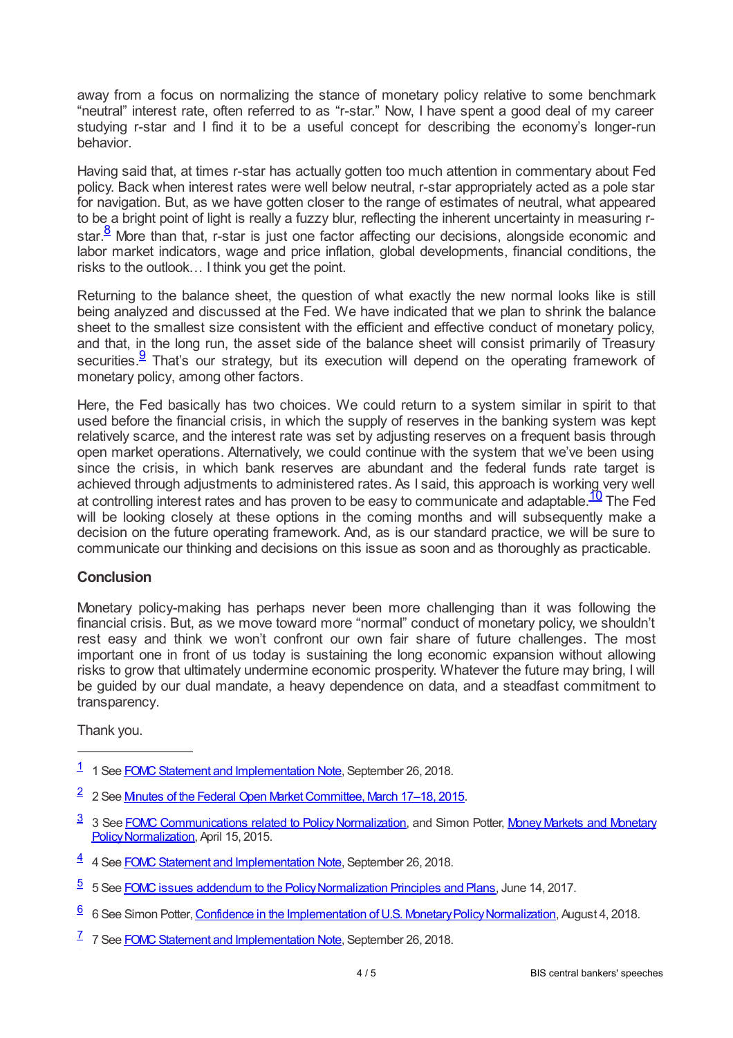away from a focus on normalizing the stance of monetary policy relative to some benchmark "neutral" interest rate, often referred to as "r-star." Now, I have spent a good deal of my career studying r-star and I find it to be a useful concept for describing the economy's longer-run behavior.

Having said that, at times r-star has actually gotten too much attention in commentary about Fed policy. Back when interest rates were well below neutral, r-star appropriately acted as a pole star for navigation. But, as we have gotten closer to the range of estimates of neutral, what appeared to be a bright point of light is really a fuzzy blur, reflecting the inherent uncertainty in measuring r-star.[8] More than that, r-star is just one factor affecting our decisions, alongside economic and labor market indicators, wage and price inflation, global developments, financial conditions, the risks to the outlook… I think you get the point.

Returning to the balance sheet, the question of what exactly the new normal looks like is still being analyzed and discussed at the Fed. We have indicated that we plan to shrink the balance sheet to the smallest size consistent with the efficient and effective conduct of monetary policy, and that, in the long run, the asset side of the balance sheet will consist primarily of Treasury securities.[9] That's our strategy, but its execution will depend on the operating framework of monetary policy, among other factors.

Here, the Fed basically has two choices. We could return to a system similar in spirit to that used before the financial crisis, in which the supply of reserves in the banking system was kept relatively scarce, and the interest rate was set by adjusting reserves on a frequent basis through open market operations. Alternatively, we could continue with the system that we've been using since the crisis, in which bank reserves are abundant and the federal funds rate target is achieved through adjustments to administered rates. As I said, this approach is working very well at controlling interest rates and has proven to be easy to communicate and adaptable.[10] The Fed will be looking closely at these options in the coming months and will subsequently make a decision on the future operating framework. And, as is our standard practice, we will be sure to communicate our thinking and decisions on this issue as soon and as thoroughly as practicable.

## Conclusion

Monetary policy-making has perhaps never been more challenging than it was following the financial crisis. But, as we move toward more "normal" conduct of monetary policy, we shouldn't rest easy and think we won't confront our own fair share of future challenges. The most important one in front of us today is sustaining the long economic expansion without allowing risks to grow that ultimately undermine economic prosperity. Whatever the future may bring, I will be guided by our dual mandate, a heavy dependence on data, and a steadfast commitment to transparency.

Thank you.

---

[1] 1 See FOMC Statement and Implementation Note, September 26, 2018.

[2] 2 See Minutes of the Federal Open Market Committee, March 17–18, 2015.

[3] 3 See FOMC Communications related to Policy Normalization, and Simon Potter, Money Markets and Monetary Policy Normalization, April 15, 2015.

[4] 4 See FOMC Statement and Implementation Note, September 26, 2018.

[5] 5 See FOMC issues addendum to the Policy Normalization Principles and Plans, June 14, 2017.

[6] 6 See Simon Potter, Confidence in the Implementation of U.S. Monetary Policy Normalization, August 4, 2018.

[7] 7 See FOMC Statement and Implementation Note, September 26, 2018.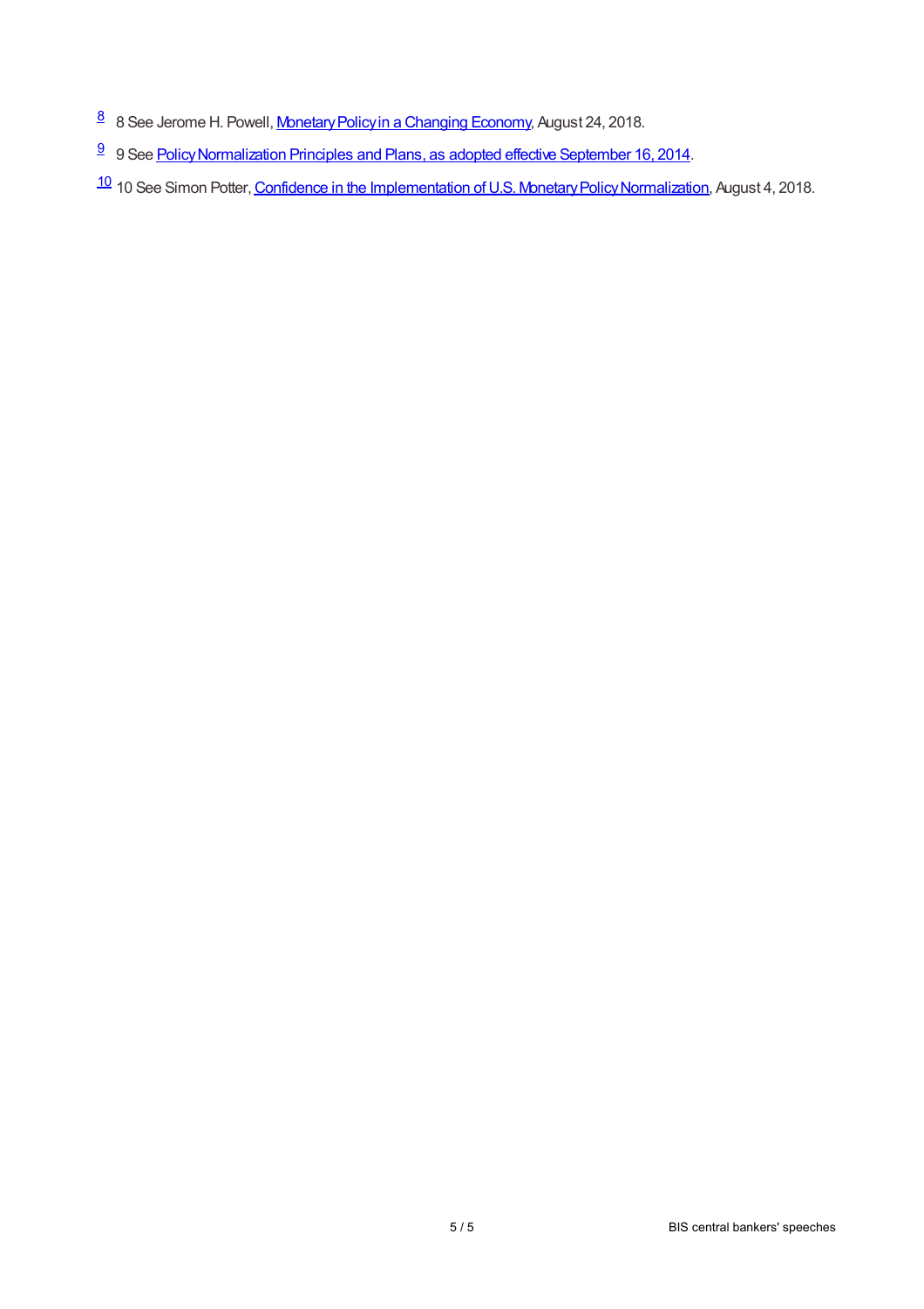[8] 8 See Jerome H. Powell, Monetary Policy in a Changing Economy, August 24, 2018.

[9] 9 See Policy Normalization Principles and Plans, as adopted effective September 16, 2014.

[10] 10 See Simon Potter, Confidence in the Implementation of U.S. Monetary Policy Normalization, August 4, 2018.